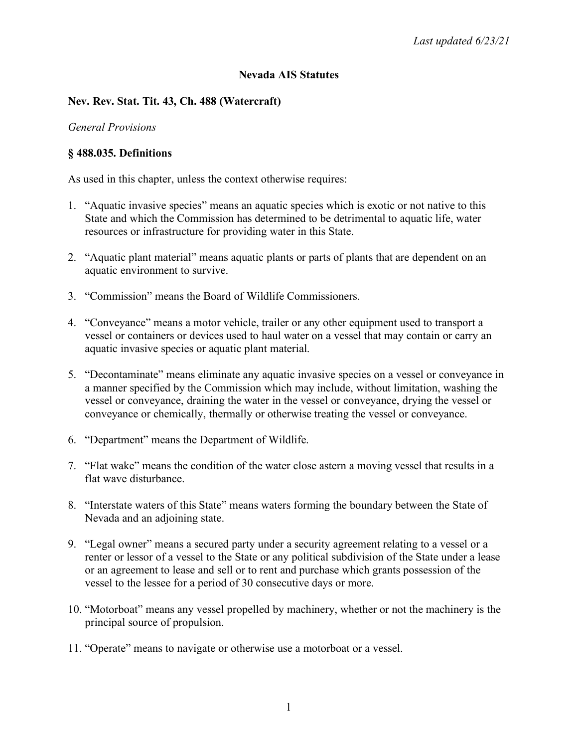*Last updated 6/23/21*

# Nevada AIS Statutes

## Nev. Rev. Stat. Tit. 43, Ch. 488 (Watercraft)

*General Provisions*

### § 488.035. Definitions

As used in this chapter, unless the context otherwise requires:

1. "Aquatic invasive species" means an aquatic species which is exotic or not native to this State and which the Commission has determined to be detrimental to aquatic life, water resources or infrastructure for providing water in this State.

2. "Aquatic plant material" means aquatic plants or parts of plants that are dependent on an aquatic environment to survive.

3. "Commission" means the Board of Wildlife Commissioners.

4. "Conveyance" means a motor vehicle, trailer or any other equipment used to transport a vessel or containers or devices used to haul water on a vessel that may contain or carry an aquatic invasive species or aquatic plant material.

5. "Decontaminate" means eliminate any aquatic invasive species on a vessel or conveyance in a manner specified by the Commission which may include, without limitation, washing the vessel or conveyance, draining the water in the vessel or conveyance, drying the vessel or conveyance or chemically, thermally or otherwise treating the vessel or conveyance.

6. "Department" means the Department of Wildlife.

7. "Flat wake" means the condition of the water close astern a moving vessel that results in a flat wave disturbance.

8. "Interstate waters of this State" means waters forming the boundary between the State of Nevada and an adjoining state.

9. "Legal owner" means a secured party under a security agreement relating to a vessel or a renter or lessor of a vessel to the State or any political subdivision of the State under a lease or an agreement to lease and sell or to rent and purchase which grants possession of the vessel to the lessee for a period of 30 consecutive days or more.

10. "Motorboat" means any vessel propelled by machinery, whether or not the machinery is the principal source of propulsion.

11. "Operate" means to navigate or otherwise use a motorboat or a vessel.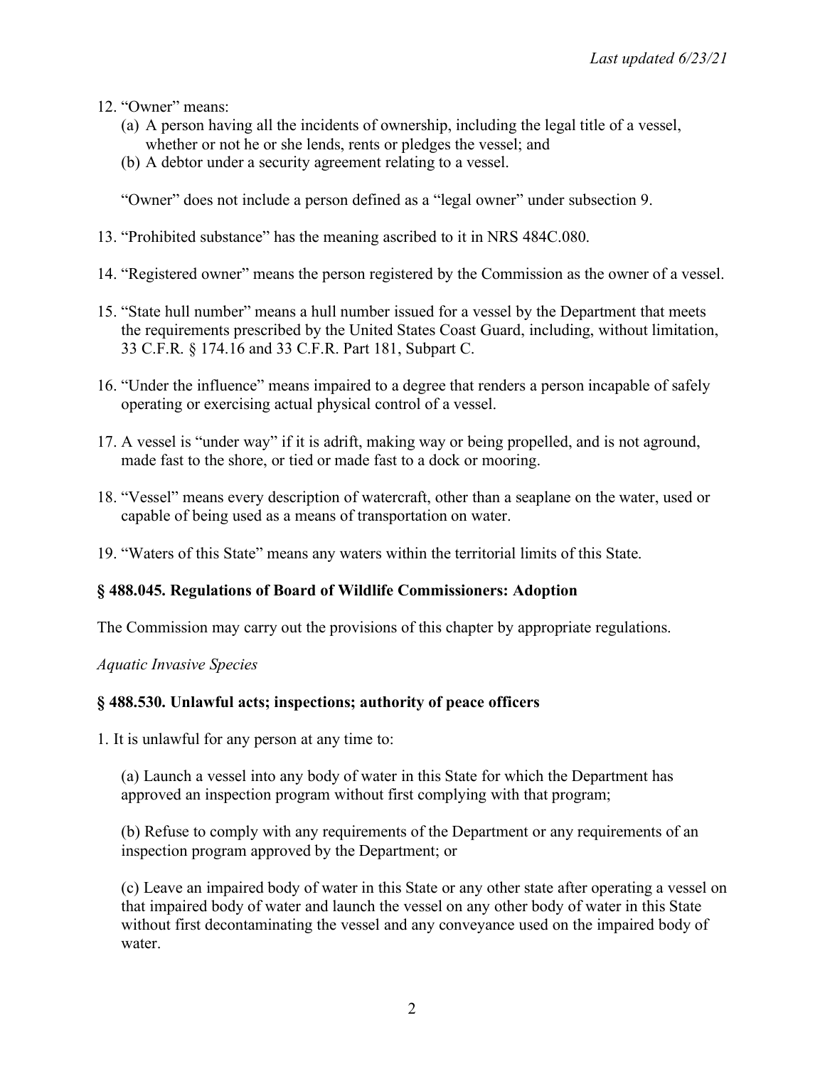12. "Owner" means:
    (a) A person having all the incidents of ownership, including the legal title of a vessel, whether or not he or she lends, rents or pledges the vessel; and
    (b) A debtor under a security agreement relating to a vessel.

    "Owner" does not include a person defined as a "legal owner" under subsection 9.

13. "Prohibited substance" has the meaning ascribed to it in NRS 484C.080.

14. "Registered owner" means the person registered by the Commission as the owner of a vessel.

15. "State hull number" means a hull number issued for a vessel by the Department that meets the requirements prescribed by the United States Coast Guard, including, without limitation, 33 C.F.R. § 174.16 and 33 C.F.R. Part 181, Subpart C.

16. "Under the influence" means impaired to a degree that renders a person incapable of safely operating or exercising actual physical control of a vessel.

17. A vessel is "under way" if it is adrift, making way or being propelled, and is not aground, made fast to the shore, or tied or made fast to a dock or mooring.

18. "Vessel" means every description of watercraft, other than a seaplane on the water, used or capable of being used as a means of transportation on water.

19. "Waters of this State" means any waters within the territorial limits of this State.

### § 488.045. Regulations of Board of Wildlife Commissioners: Adoption

The Commission may carry out the provisions of this chapter by appropriate regulations.

*Aquatic Invasive Species*

### § 488.530. Unlawful acts; inspections; authority of peace officers

1. It is unlawful for any person at any time to:

    (a) Launch a vessel into any body of water in this State for which the Department has approved an inspection program without first complying with that program;

    (b) Refuse to comply with any requirements of the Department or any requirements of an inspection program approved by the Department; or

    (c) Leave an impaired body of water in this State or any other state after operating a vessel on that impaired body of water and launch the vessel on any other body of water in this State without first decontaminating the vessel and any conveyance used on the impaired body of water.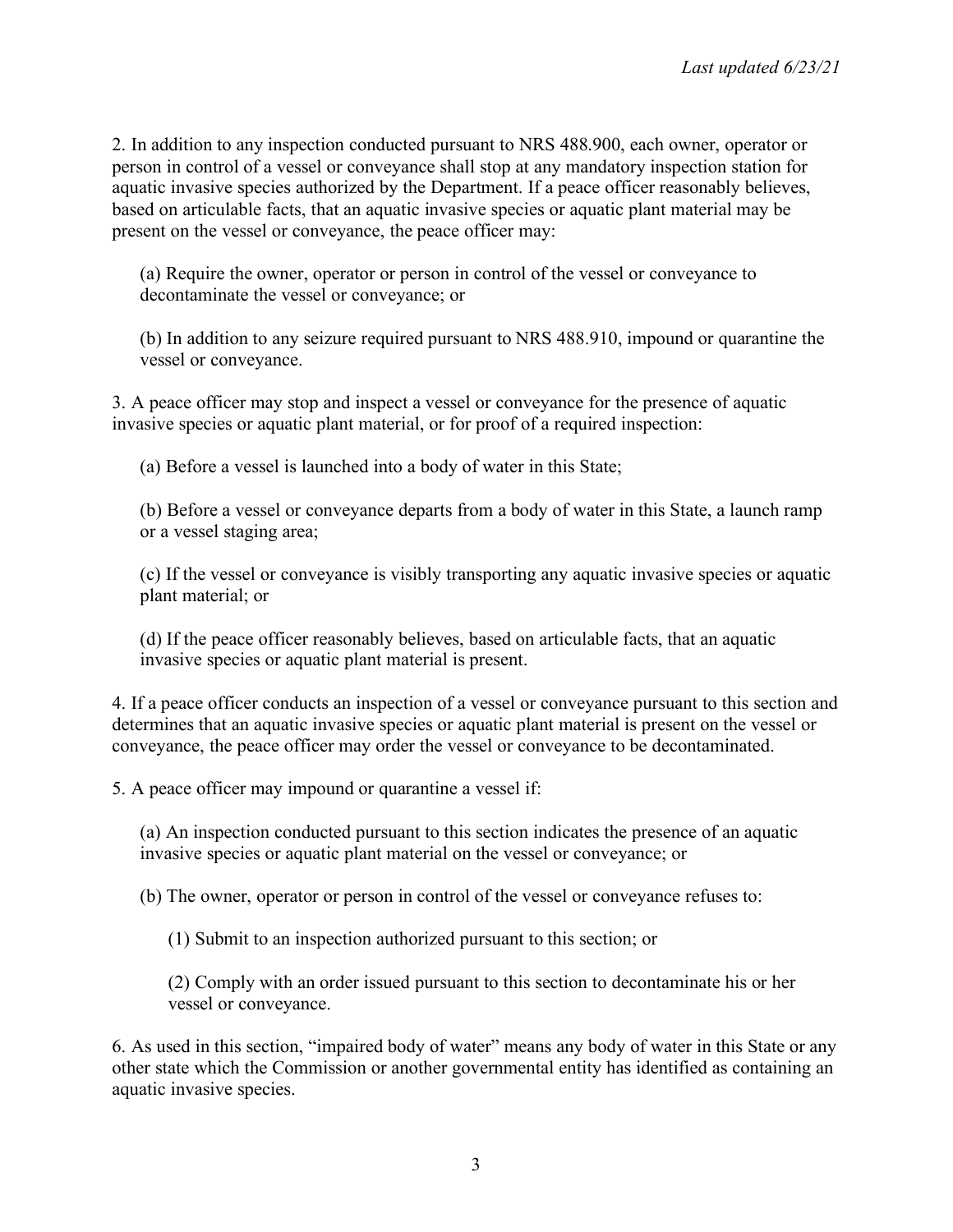2. In addition to any inspection conducted pursuant to NRS 488.900, each owner, operator or person in control of a vessel or conveyance shall stop at any mandatory inspection station for aquatic invasive species authorized by the Department. If a peace officer reasonably believes, based on articulable facts, that an aquatic invasive species or aquatic plant material may be present on the vessel or conveyance, the peace officer may:

(a) Require the owner, operator or person in control of the vessel or conveyance to decontaminate the vessel or conveyance; or

(b) In addition to any seizure required pursuant to NRS 488.910, impound or quarantine the vessel or conveyance.

3. A peace officer may stop and inspect a vessel or conveyance for the presence of aquatic invasive species or aquatic plant material, or for proof of a required inspection:

(a) Before a vessel is launched into a body of water in this State;

(b) Before a vessel or conveyance departs from a body of water in this State, a launch ramp or a vessel staging area;

(c) If the vessel or conveyance is visibly transporting any aquatic invasive species or aquatic plant material; or

(d) If the peace officer reasonably believes, based on articulable facts, that an aquatic invasive species or aquatic plant material is present.

4. If a peace officer conducts an inspection of a vessel or conveyance pursuant to this section and determines that an aquatic invasive species or aquatic plant material is present on the vessel or conveyance, the peace officer may order the vessel or conveyance to be decontaminated.

5. A peace officer may impound or quarantine a vessel if:

(a) An inspection conducted pursuant to this section indicates the presence of an aquatic invasive species or aquatic plant material on the vessel or conveyance; or

(b) The owner, operator or person in control of the vessel or conveyance refuses to:

(1) Submit to an inspection authorized pursuant to this section; or

(2) Comply with an order issued pursuant to this section to decontaminate his or her vessel or conveyance.

6. As used in this section, "impaired body of water" means any body of water in this State or any other state which the Commission or another governmental entity has identified as containing an aquatic invasive species.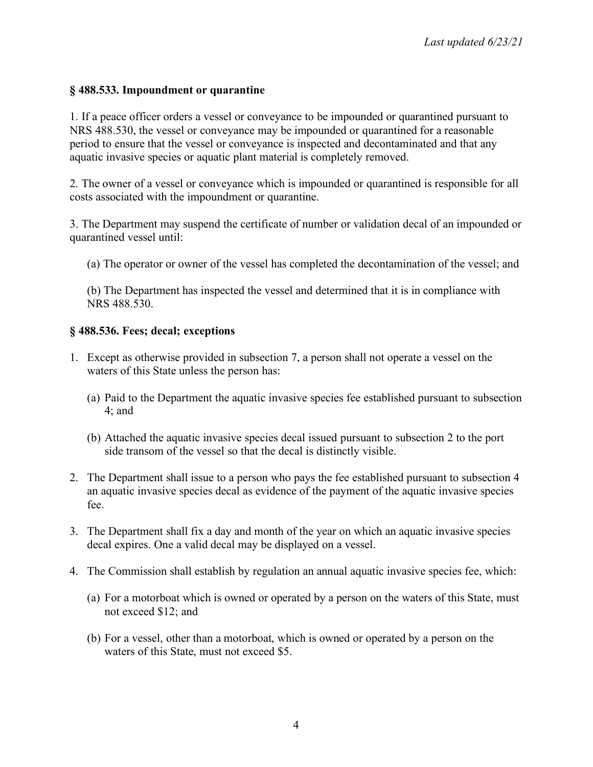### § 488.533. Impoundment or quarantine

1. If a peace officer orders a vessel or conveyance to be impounded or quarantined pursuant to NRS 488.530, the vessel or conveyance may be impounded or quarantined for a reasonable period to ensure that the vessel or conveyance is inspected and decontaminated and that any aquatic invasive species or aquatic plant material is completely removed.

2. The owner of a vessel or conveyance which is impounded or quarantined is responsible for all costs associated with the impoundment or quarantine.

3. The Department may suspend the certificate of number or validation decal of an impounded or quarantined vessel until:

   (a) The operator or owner of the vessel has completed the decontamination of the vessel; and

   (b) The Department has inspected the vessel and determined that it is in compliance with NRS 488.530.

### § 488.536. Fees; decal; exceptions

1. Except as otherwise provided in subsection 7, a person shall not operate a vessel on the waters of this State unless the person has:

   (a) Paid to the Department the aquatic invasive species fee established pursuant to subsection 4; and

   (b) Attached the aquatic invasive species decal issued pursuant to subsection 2 to the port side transom of the vessel so that the decal is distinctly visible.

2. The Department shall issue to a person who pays the fee established pursuant to subsection 4 an aquatic invasive species decal as evidence of the payment of the aquatic invasive species fee.

3. The Department shall fix a day and month of the year on which an aquatic invasive species decal expires. One a valid decal may be displayed on a vessel.

4. The Commission shall establish by regulation an annual aquatic invasive species fee, which:

   (a) For a motorboat which is owned or operated by a person on the waters of this State, must not exceed $12; and

   (b) For a vessel, other than a motorboat, which is owned or operated by a person on the waters of this State, must not exceed $5.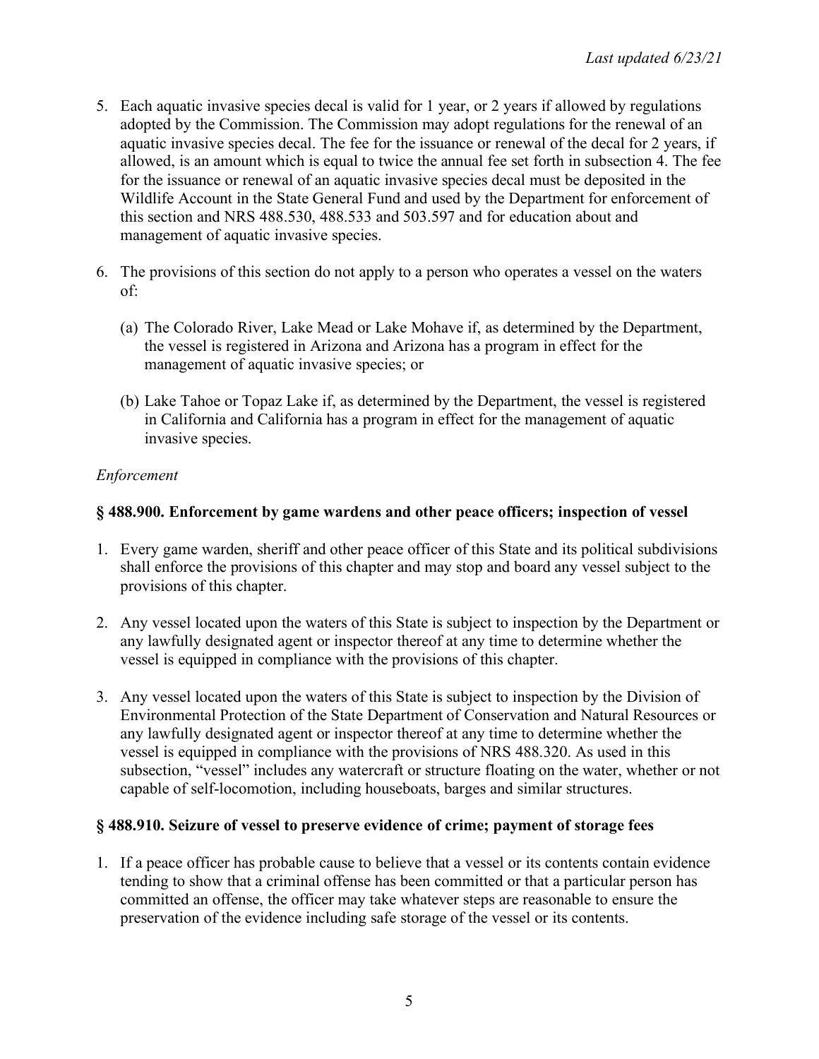5. Each aquatic invasive species decal is valid for 1 year, or 2 years if allowed by regulations adopted by the Commission. The Commission may adopt regulations for the renewal of an aquatic invasive species decal. The fee for the issuance or renewal of the decal for 2 years, if allowed, is an amount which is equal to twice the annual fee set forth in subsection 4. The fee for the issuance or renewal of an aquatic invasive species decal must be deposited in the Wildlife Account in the State General Fund and used by the Department for enforcement of this section and NRS 488.530, 488.533 and 503.597 and for education about and management of aquatic invasive species.

6. The provisions of this section do not apply to a person who operates a vessel on the waters of:

   (a) The Colorado River, Lake Mead or Lake Mohave if, as determined by the Department, the vessel is registered in Arizona and Arizona has a program in effect for the management of aquatic invasive species; or

   (b) Lake Tahoe or Topaz Lake if, as determined by the Department, the vessel is registered in California and California has a program in effect for the management of aquatic invasive species.

*Enforcement*

**§ 488.900. Enforcement by game wardens and other peace officers; inspection of vessel**

1. Every game warden, sheriff and other peace officer of this State and its political subdivisions shall enforce the provisions of this chapter and may stop and board any vessel subject to the provisions of this chapter.

2. Any vessel located upon the waters of this State is subject to inspection by the Department or any lawfully designated agent or inspector thereof at any time to determine whether the vessel is equipped in compliance with the provisions of this chapter.

3. Any vessel located upon the waters of this State is subject to inspection by the Division of Environmental Protection of the State Department of Conservation and Natural Resources or any lawfully designated agent or inspector thereof at any time to determine whether the vessel is equipped in compliance with the provisions of NRS 488.320. As used in this subsection, "vessel" includes any watercraft or structure floating on the water, whether or not capable of self-locomotion, including houseboats, barges and similar structures.

**§ 488.910. Seizure of vessel to preserve evidence of crime; payment of storage fees**

1. If a peace officer has probable cause to believe that a vessel or its contents contain evidence tending to show that a criminal offense has been committed or that a particular person has committed an offense, the officer may take whatever steps are reasonable to ensure the preservation of the evidence including safe storage of the vessel or its contents.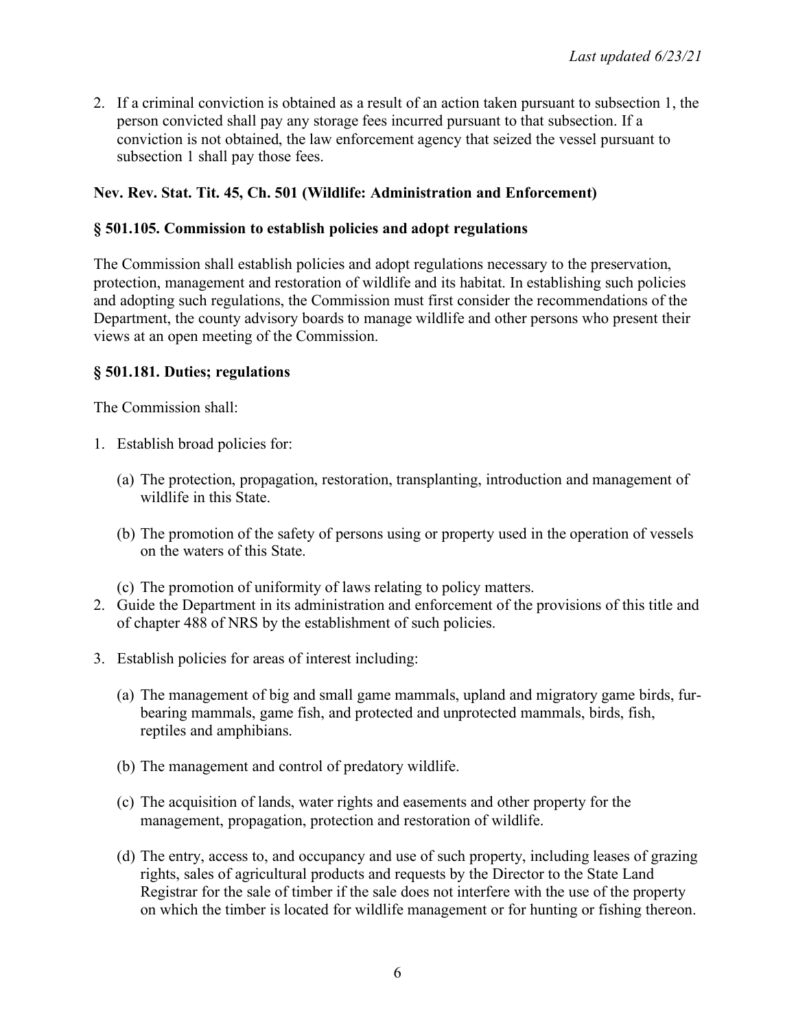2. If a criminal conviction is obtained as a result of an action taken pursuant to subsection 1, the person convicted shall pay any storage fees incurred pursuant to that subsection. If a conviction is not obtained, the law enforcement agency that seized the vessel pursuant to subsection 1 shall pay those fees.

**Nev. Rev. Stat. Tit. 45, Ch. 501 (Wildlife: Administration and Enforcement)**

**§ 501.105. Commission to establish policies and adopt regulations**

The Commission shall establish policies and adopt regulations necessary to the preservation, protection, management and restoration of wildlife and its habitat. In establishing such policies and adopting such regulations, the Commission must first consider the recommendations of the Department, the county advisory boards to manage wildlife and other persons who present their views at an open meeting of the Commission.

**§ 501.181. Duties; regulations**

The Commission shall:

1. Establish broad policies for:

   (a) The protection, propagation, restoration, transplanting, introduction and management of wildlife in this State.

   (b) The promotion of the safety of persons using or property used in the operation of vessels on the waters of this State.

   (c) The promotion of uniformity of laws relating to policy matters.

2. Guide the Department in its administration and enforcement of the provisions of this title and of chapter 488 of NRS by the establishment of such policies.

3. Establish policies for areas of interest including:

   (a) The management of big and small game mammals, upland and migratory game birds, fur-bearing mammals, game fish, and protected and unprotected mammals, birds, fish, reptiles and amphibians.

   (b) The management and control of predatory wildlife.

   (c) The acquisition of lands, water rights and easements and other property for the management, propagation, protection and restoration of wildlife.

   (d) The entry, access to, and occupancy and use of such property, including leases of grazing rights, sales of agricultural products and requests by the Director to the State Land Registrar for the sale of timber if the sale does not interfere with the use of the property on which the timber is located for wildlife management or for hunting or fishing thereon.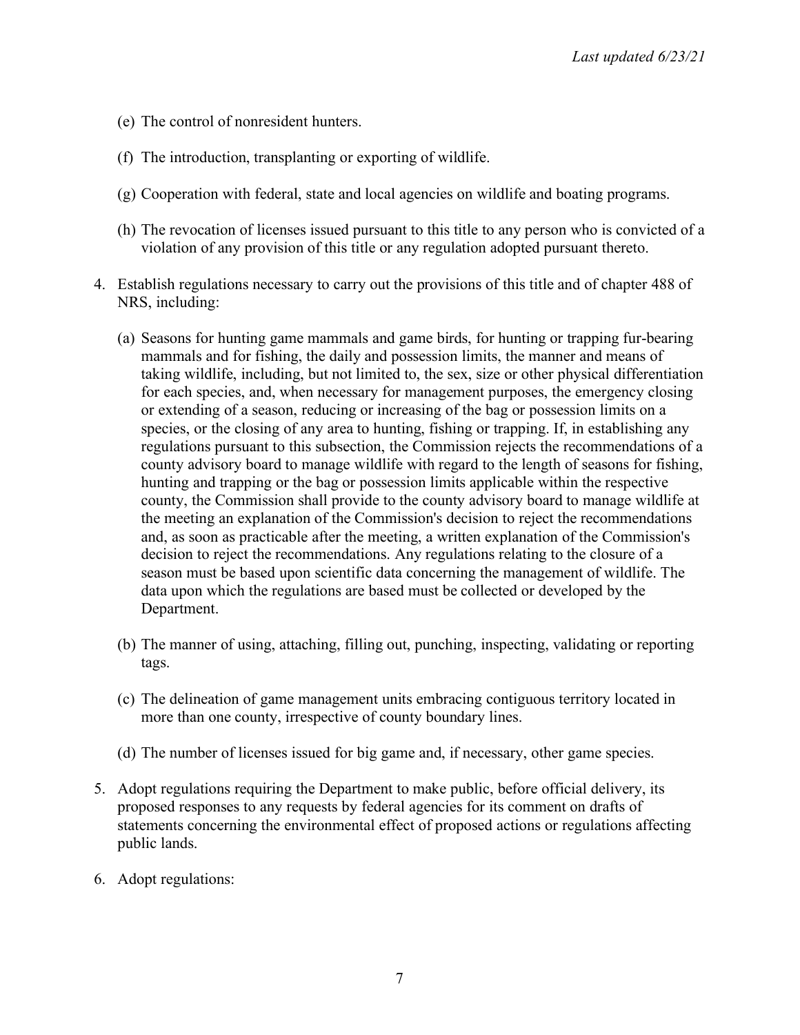(e) The control of nonresident hunters.

(f) The introduction, transplanting or exporting of wildlife.

(g) Cooperation with federal, state and local agencies on wildlife and boating programs.

(h) The revocation of licenses issued pursuant to this title to any person who is convicted of a violation of any provision of this title or any regulation adopted pursuant thereto.

4. Establish regulations necessary to carry out the provisions of this title and of chapter 488 of NRS, including:

   (a) Seasons for hunting game mammals and game birds, for hunting or trapping fur-bearing mammals and for fishing, the daily and possession limits, the manner and means of taking wildlife, including, but not limited to, the sex, size or other physical differentiation for each species, and, when necessary for management purposes, the emergency closing or extending of a season, reducing or increasing of the bag or possession limits on a species, or the closing of any area to hunting, fishing or trapping. If, in establishing any regulations pursuant to this subsection, the Commission rejects the recommendations of a county advisory board to manage wildlife with regard to the length of seasons for fishing, hunting and trapping or the bag or possession limits applicable within the respective county, the Commission shall provide to the county advisory board to manage wildlife at the meeting an explanation of the Commission's decision to reject the recommendations and, as soon as practicable after the meeting, a written explanation of the Commission's decision to reject the recommendations. Any regulations relating to the closure of a season must be based upon scientific data concerning the management of wildlife. The data upon which the regulations are based must be collected or developed by the Department.

   (b) The manner of using, attaching, filling out, punching, inspecting, validating or reporting tags.

   (c) The delineation of game management units embracing contiguous territory located in more than one county, irrespective of county boundary lines.

   (d) The number of licenses issued for big game and, if necessary, other game species.

5. Adopt regulations requiring the Department to make public, before official delivery, its proposed responses to any requests by federal agencies for its comment on drafts of statements concerning the environmental effect of proposed actions or regulations affecting public lands.

6. Adopt regulations: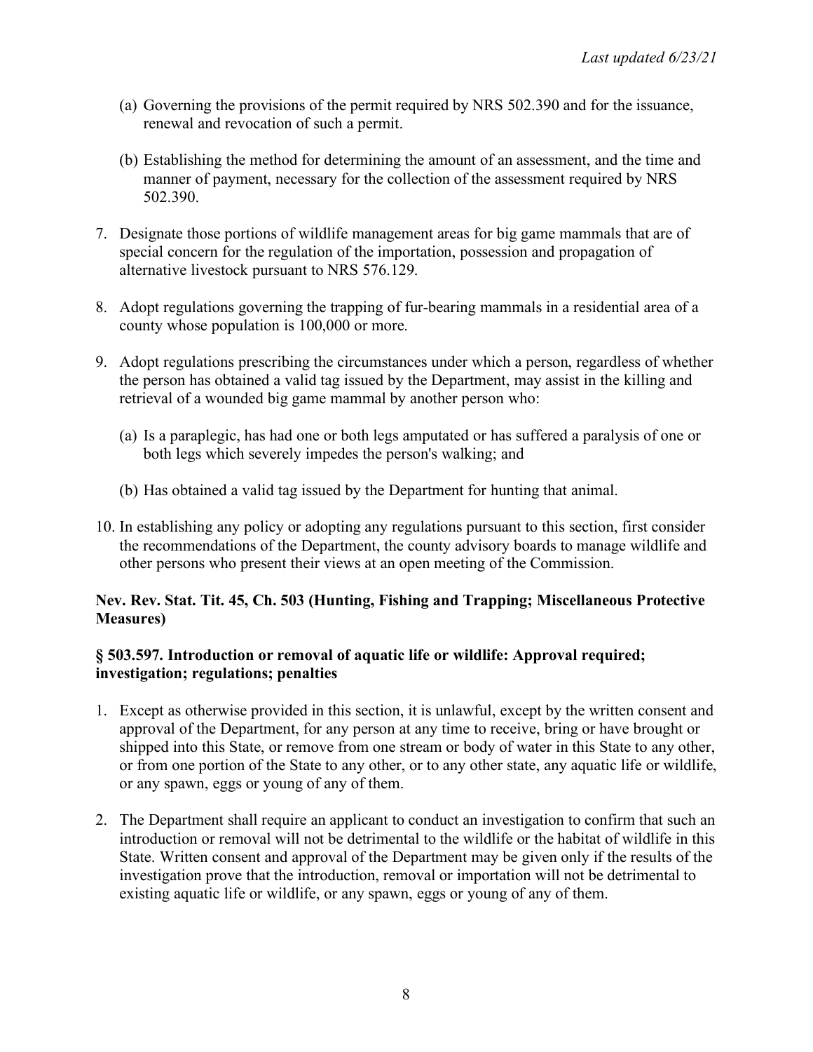(a) Governing the provisions of the permit required by NRS 502.390 and for the issuance, renewal and revocation of such a permit.

(b) Establishing the method for determining the amount of an assessment, and the time and manner of payment, necessary for the collection of the assessment required by NRS 502.390.

7. Designate those portions of wildlife management areas for big game mammals that are of special concern for the regulation of the importation, possession and propagation of alternative livestock pursuant to NRS 576.129.

8. Adopt regulations governing the trapping of fur-bearing mammals in a residential area of a county whose population is 100,000 or more.

9. Adopt regulations prescribing the circumstances under which a person, regardless of whether the person has obtained a valid tag issued by the Department, may assist in the killing and retrieval of a wounded big game mammal by another person who:

   (a) Is a paraplegic, has had one or both legs amputated or has suffered a paralysis of one or both legs which severely impedes the person's walking; and

   (b) Has obtained a valid tag issued by the Department for hunting that animal.

10. In establishing any policy or adopting any regulations pursuant to this section, first consider the recommendations of the Department, the county advisory boards to manage wildlife and other persons who present their views at an open meeting of the Commission.

**Nev. Rev. Stat. Tit. 45, Ch. 503 (Hunting, Fishing and Trapping; Miscellaneous Protective Measures)**

**§ 503.597. Introduction or removal of aquatic life or wildlife: Approval required; investigation; regulations; penalties**

1. Except as otherwise provided in this section, it is unlawful, except by the written consent and approval of the Department, for any person at any time to receive, bring or have brought or shipped into this State, or remove from one stream or body of water in this State to any other, or from one portion of the State to any other, or to any other state, any aquatic life or wildlife, or any spawn, eggs or young of any of them.

2. The Department shall require an applicant to conduct an investigation to confirm that such an introduction or removal will not be detrimental to the wildlife or the habitat of wildlife in this State. Written consent and approval of the Department may be given only if the results of the investigation prove that the introduction, removal or importation will not be detrimental to existing aquatic life or wildlife, or any spawn, eggs or young of any of them.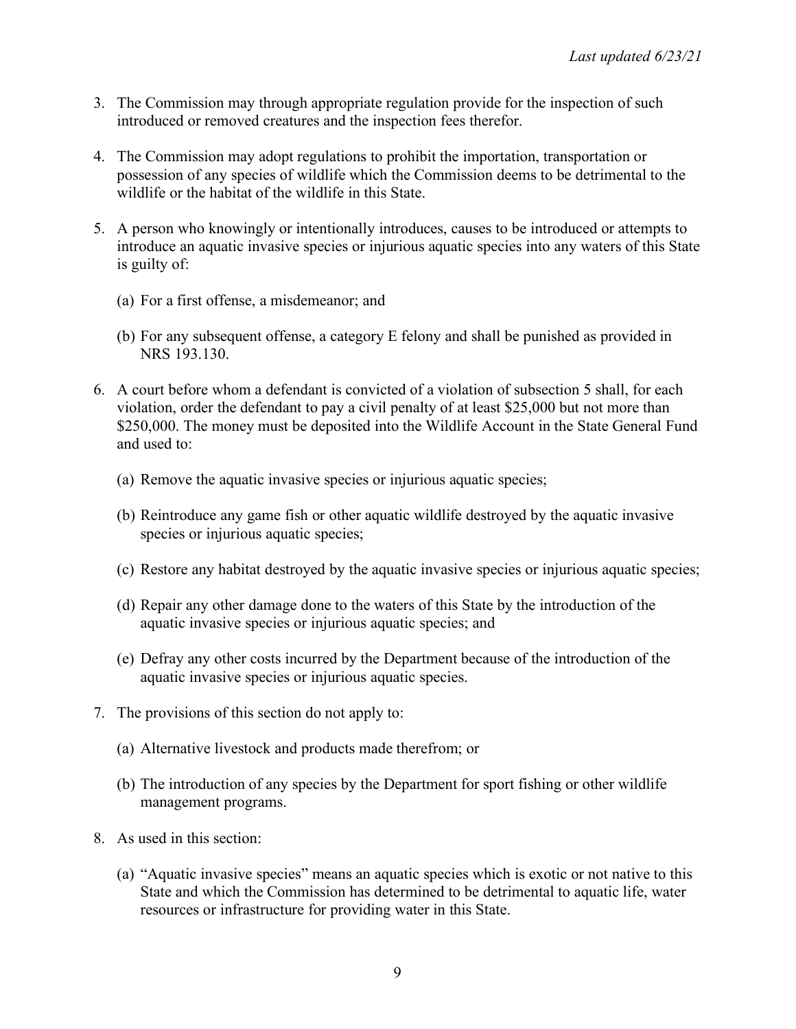3. The Commission may through appropriate regulation provide for the inspection of such introduced or removed creatures and the inspection fees therefor.

4. The Commission may adopt regulations to prohibit the importation, transportation or possession of any species of wildlife which the Commission deems to be detrimental to the wildlife or the habitat of the wildlife in this State.

5. A person who knowingly or intentionally introduces, causes to be introduced or attempts to introduce an aquatic invasive species or injurious aquatic species into any waters of this State is guilty of:

   (a) For a first offense, a misdemeanor; and

   (b) For any subsequent offense, a category E felony and shall be punished as provided in NRS 193.130.

6. A court before whom a defendant is convicted of a violation of subsection 5 shall, for each violation, order the defendant to pay a civil penalty of at least $25,000 but not more than $250,000. The money must be deposited into the Wildlife Account in the State General Fund and used to:

   (a) Remove the aquatic invasive species or injurious aquatic species;

   (b) Reintroduce any game fish or other aquatic wildlife destroyed by the aquatic invasive species or injurious aquatic species;

   (c) Restore any habitat destroyed by the aquatic invasive species or injurious aquatic species;

   (d) Repair any other damage done to the waters of this State by the introduction of the aquatic invasive species or injurious aquatic species; and

   (e) Defray any other costs incurred by the Department because of the introduction of the aquatic invasive species or injurious aquatic species.

7. The provisions of this section do not apply to:

   (a) Alternative livestock and products made therefrom; or

   (b) The introduction of any species by the Department for sport fishing or other wildlife management programs.

8. As used in this section:

   (a) "Aquatic invasive species" means an aquatic species which is exotic or not native to this State and which the Commission has determined to be detrimental to aquatic life, water resources or infrastructure for providing water in this State.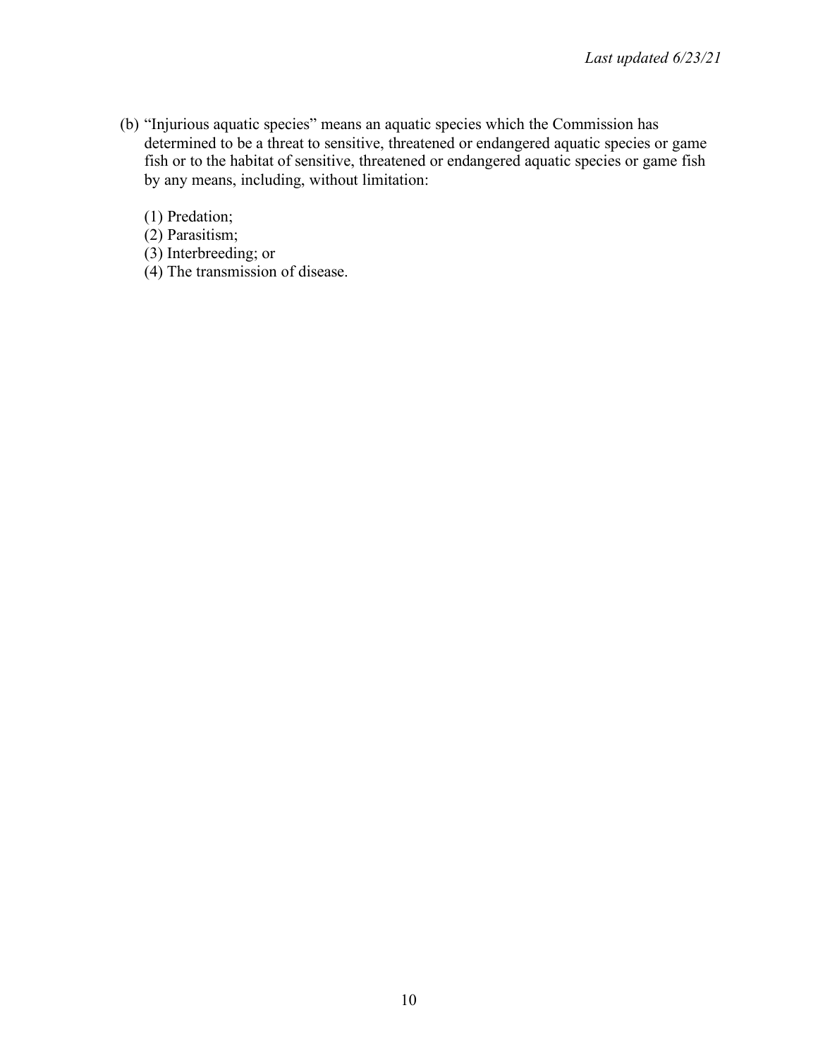(b) "Injurious aquatic species" means an aquatic species which the Commission has determined to be a threat to sensitive, threatened or endangered aquatic species or game fish or to the habitat of sensitive, threatened or endangered aquatic species or game fish by any means, including, without limitation:

(1) Predation;
(2) Parasitism;
(3) Interbreeding; or
(4) The transmission of disease.